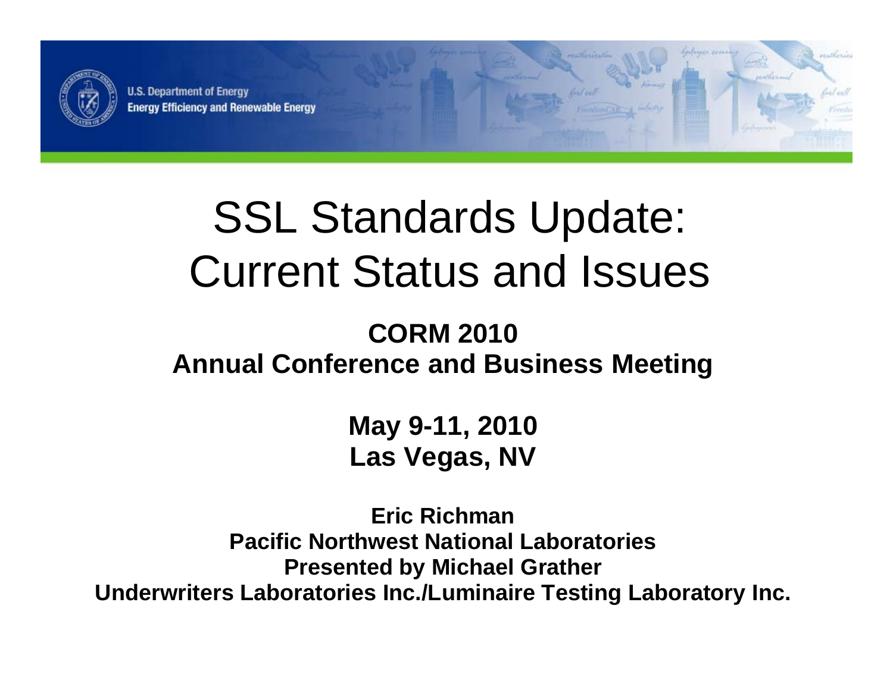U.S. Department of Energy
Energy Efficiency and Renewable Energy

# SSL Standards Update: Current Status and Issues

**CORM 2010**
**Annual Conference and Business Meeting**

**May 9-11, 2010**
**Las Vegas, NV**

**Eric Richman**
**Pacific Northwest National Laboratories**
**Presented by Michael Grather**
**Underwriters Laboratories Inc./Luminaire Testing Laboratory Inc.**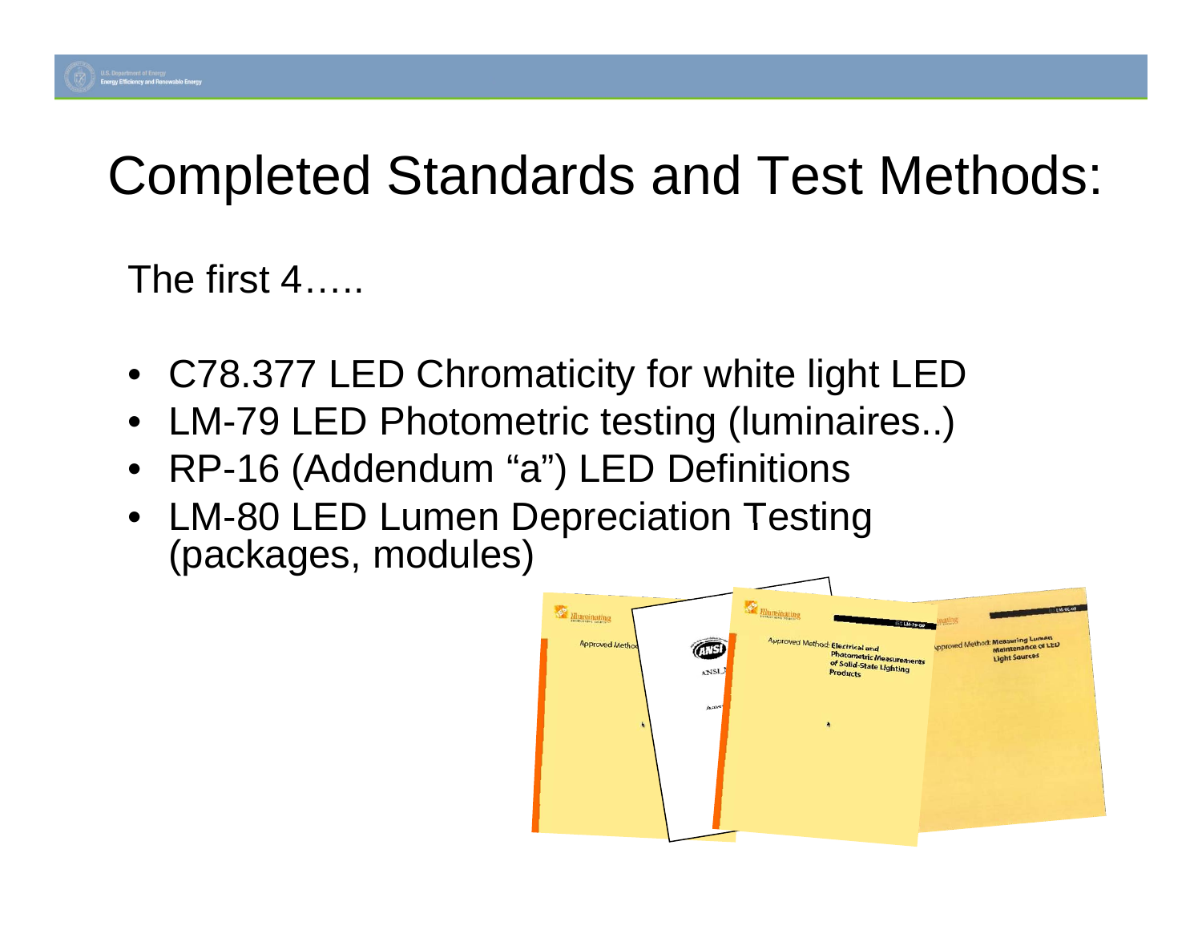# Completed Standards and Test Methods:

The first 4…..

- C78.377 LED Chromaticity for white light LED
- LM-79 LED Photometric testing (luminaires..)
- RP-16 (Addendum "a") LED Definitions
- LM-80 LED Lumen Depreciation Testing (packages, modules)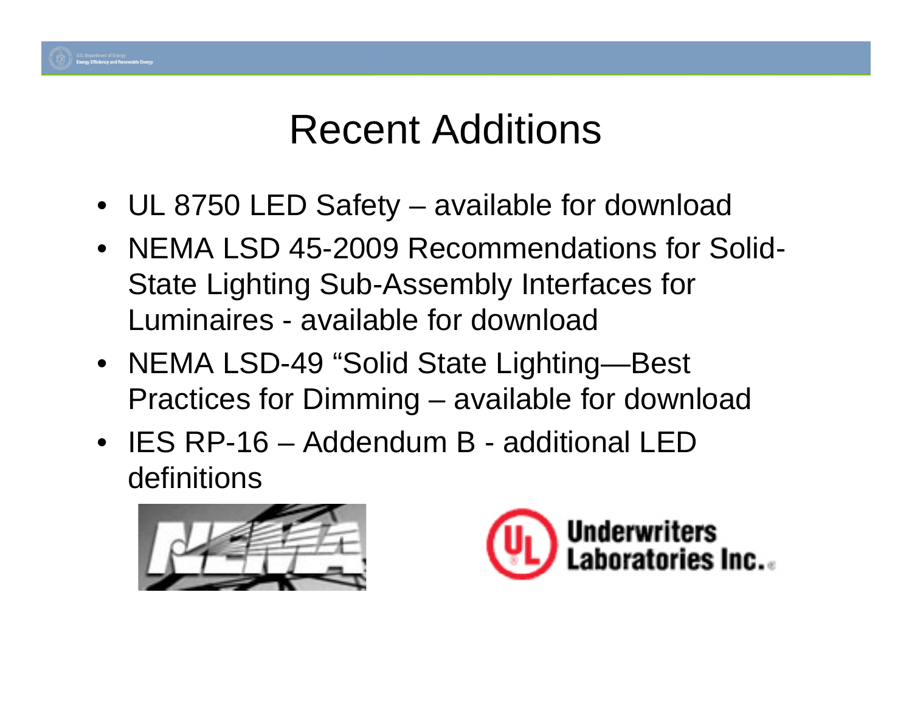# Recent Additions

- UL 8750 LED Safety – available for download
- NEMA LSD 45-2009 Recommendations for Solid-State Lighting Sub-Assembly Interfaces for Luminaires - available for download
- NEMA LSD-49 "Solid State Lighting—Best Practices for Dimming – available for download
- IES RP-16 – Addendum B - additional LED definitions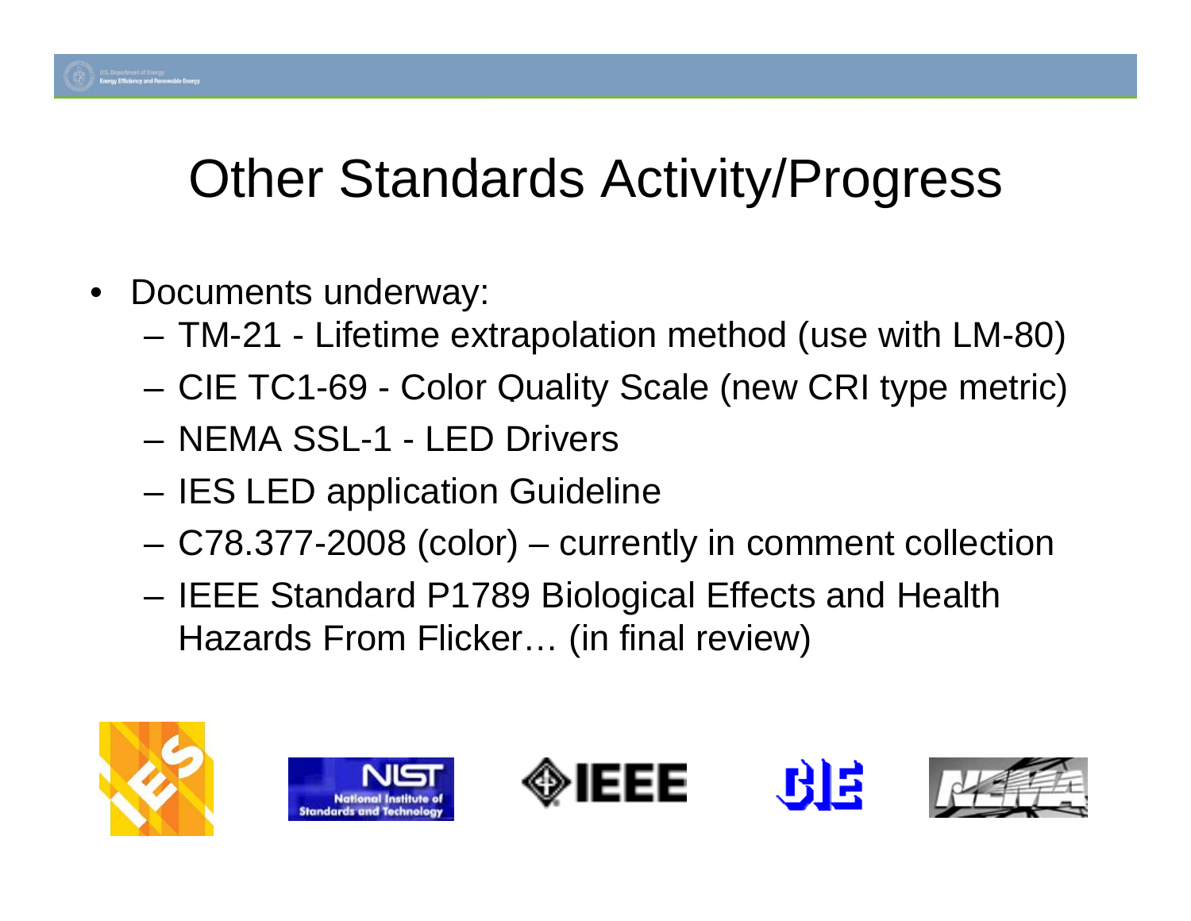# Other Standards Activity/Progress

- Documents underway:
  - TM-21 - Lifetime extrapolation method (use with LM-80)
  - CIE TC1-69 - Color Quality Scale (new CRI type metric)
  - NEMA SSL-1 - LED Drivers
  - IES LED application Guideline
  - C78.377-2008 (color) – currently in comment collection
  - IEEE Standard P1789 Biological Effects and Health Hazards From Flicker… (in final review)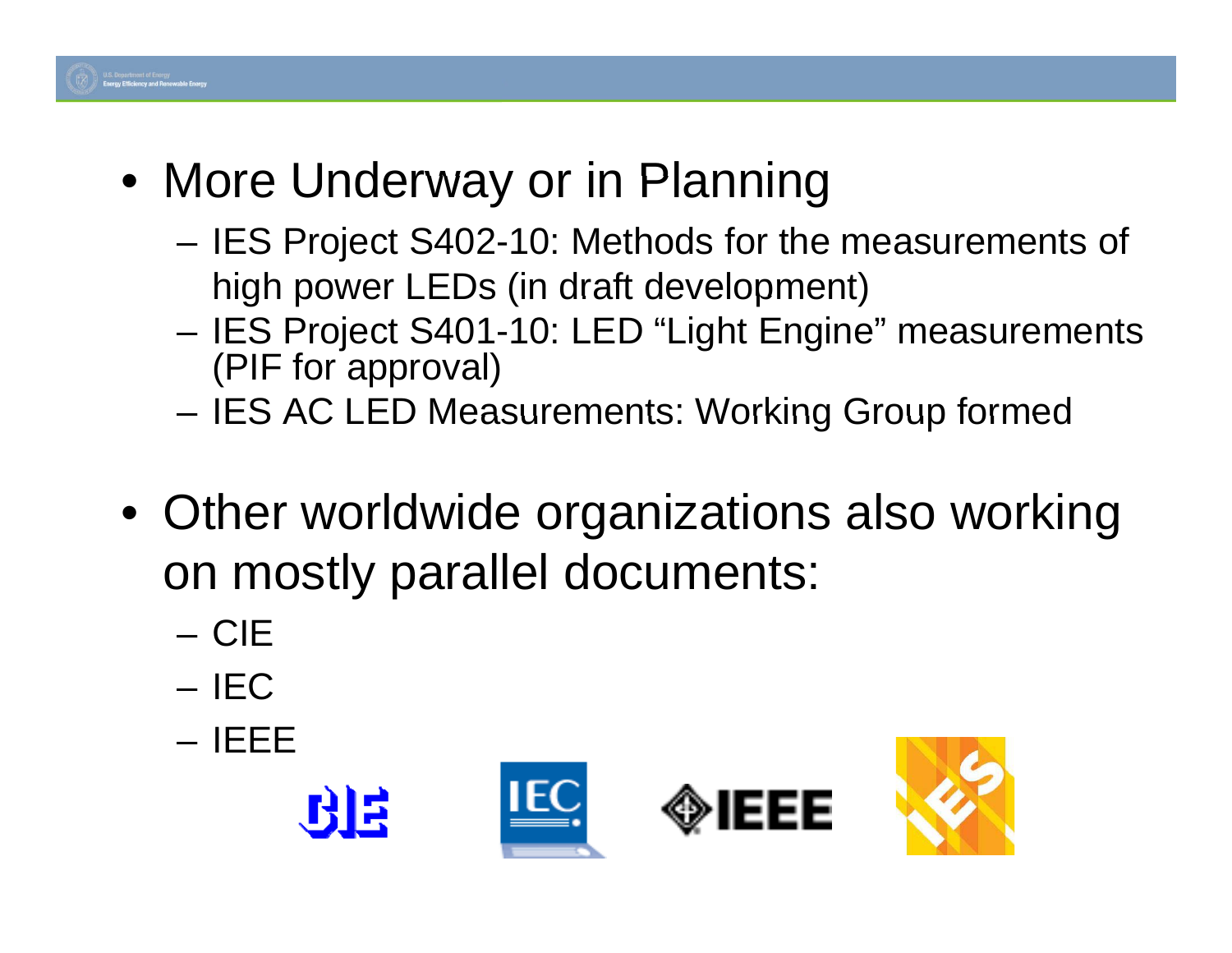- More Underway or in Planning
  - IES Project S402-10: Methods for the measurements of high power LEDs (in draft development)
  - IES Project S401-10: LED "Light Engine" measurements (PIF for approval)
  - IES AC LED Measurements: Working Group formed

- Other worldwide organizations also working on mostly parallel documents:
  - CIE
  - IEC
  - IEEE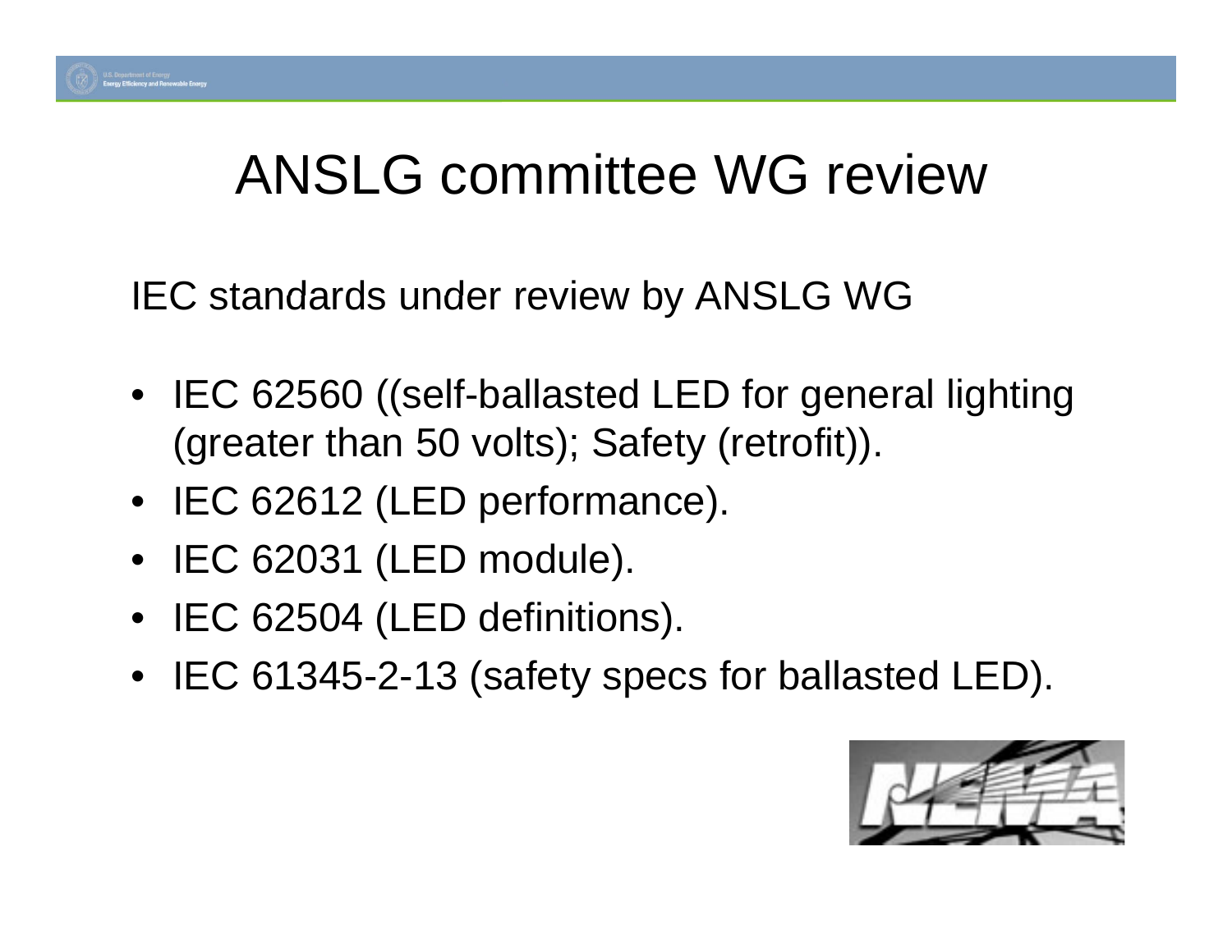# ANSLG committee WG review

IEC standards under review by ANSLG WG

- IEC 62560 ((self-ballasted LED for general lighting (greater than 50 volts); Safety (retrofit)).
- IEC 62612 (LED performance).
- IEC 62031 (LED module).
- IEC 62504 (LED definitions).
- IEC 61345-2-13 (safety specs for ballasted LED).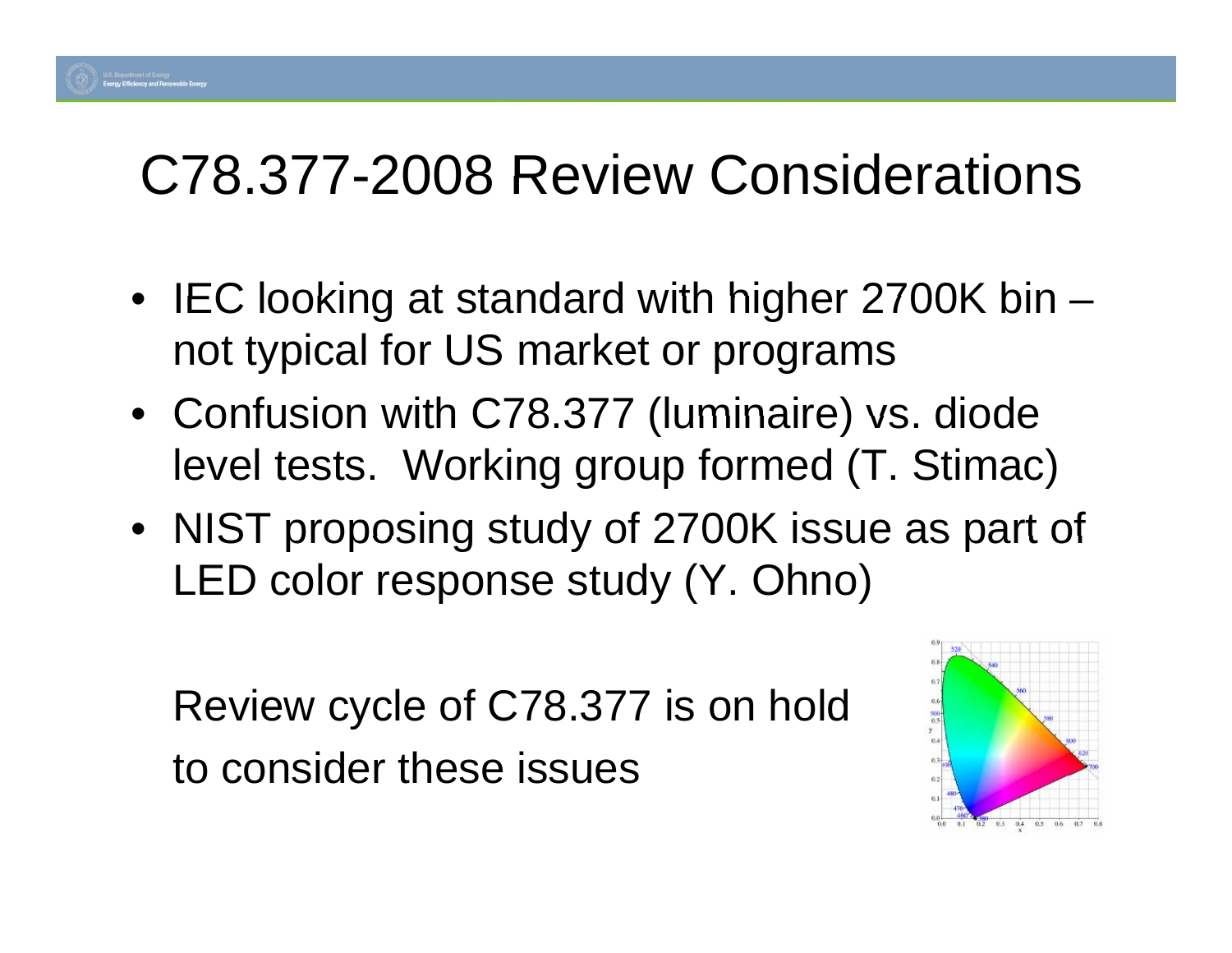# C78.377-2008 Review Considerations

- IEC looking at standard with higher 2700K bin – not typical for US market or programs
- Confusion with C78.377 (luminaire) vs. diode level tests. Working group formed (T. Stimac)
- NIST proposing study of 2700K issue as part of LED color response study (Y. Ohno)

Review cycle of C78.377 is on hold to consider these issues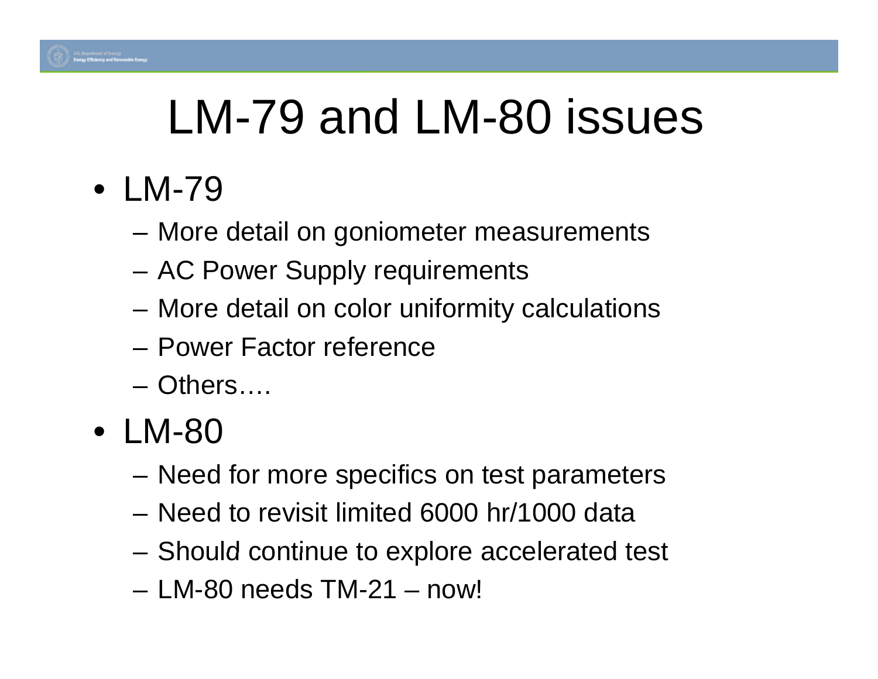# LM-79 and LM-80 issues

- LM-79
  - More detail on goniometer measurements
  - AC Power Supply requirements
  - More detail on color uniformity calculations
  - Power Factor reference
  - Others….
- LM-80
  - Need for more specifics on test parameters
  - Need to revisit limited 6000 hr/1000 data
  - Should continue to explore accelerated test
  - LM-80 needs TM-21 – now!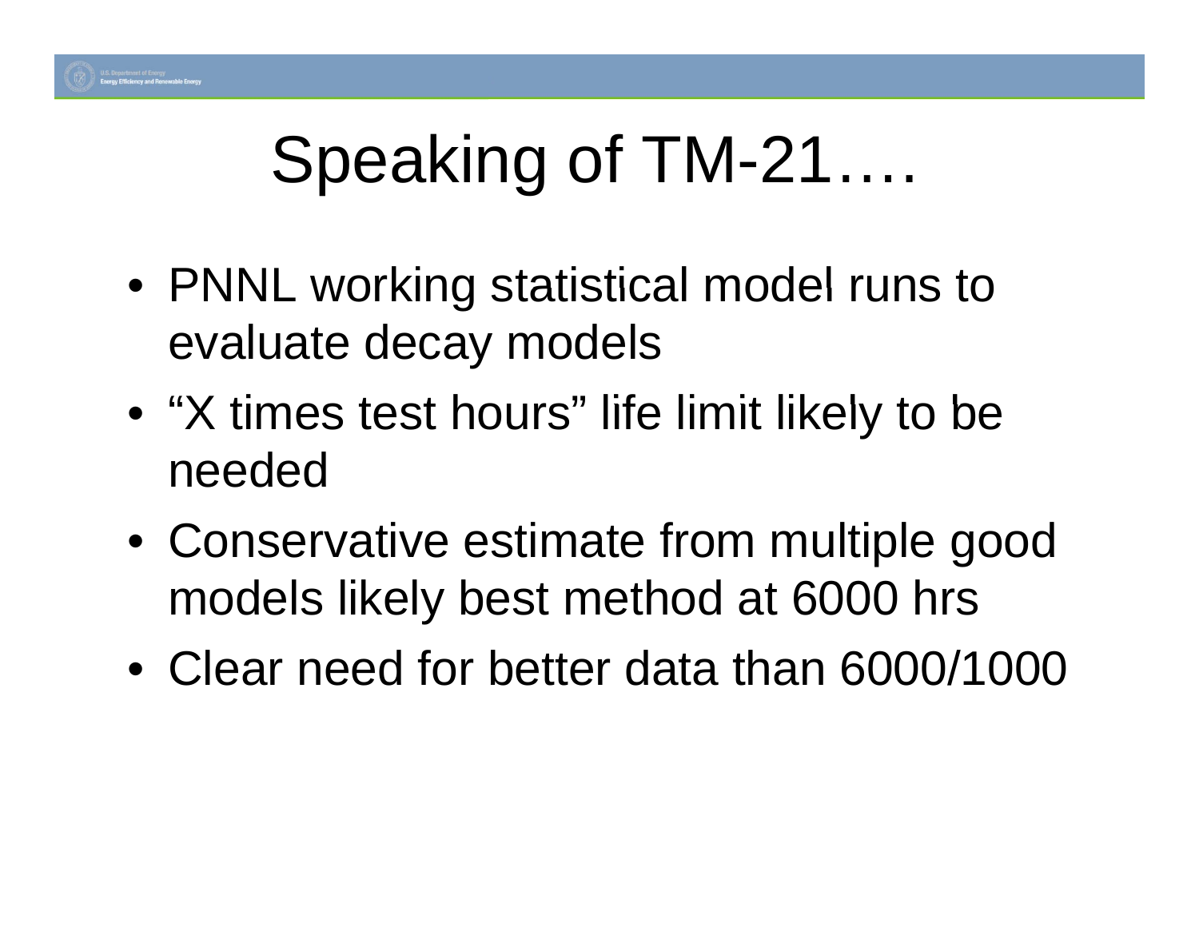# Speaking of TM-21….

- PNNL working statistical model runs to evaluate decay models
- "X times test hours" life limit likely to be needed
- Conservative estimate from multiple good models likely best method at 6000 hrs
- Clear need for better data than 6000/1000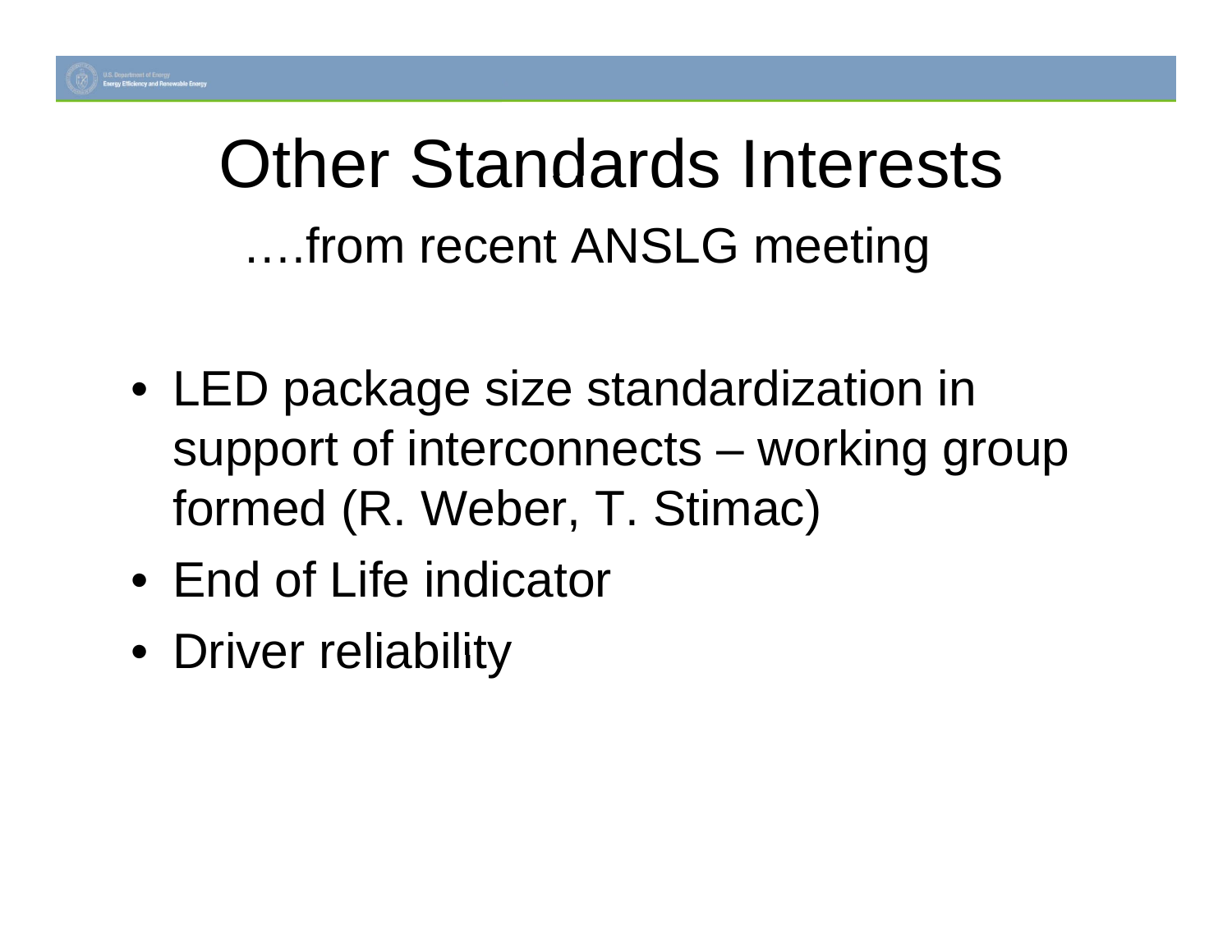# Other Standards Interests

….from recent ANSLG meeting

- LED package size standardization in support of interconnects – working group formed (R. Weber, T. Stimac)
- End of Life indicator
- Driver reliability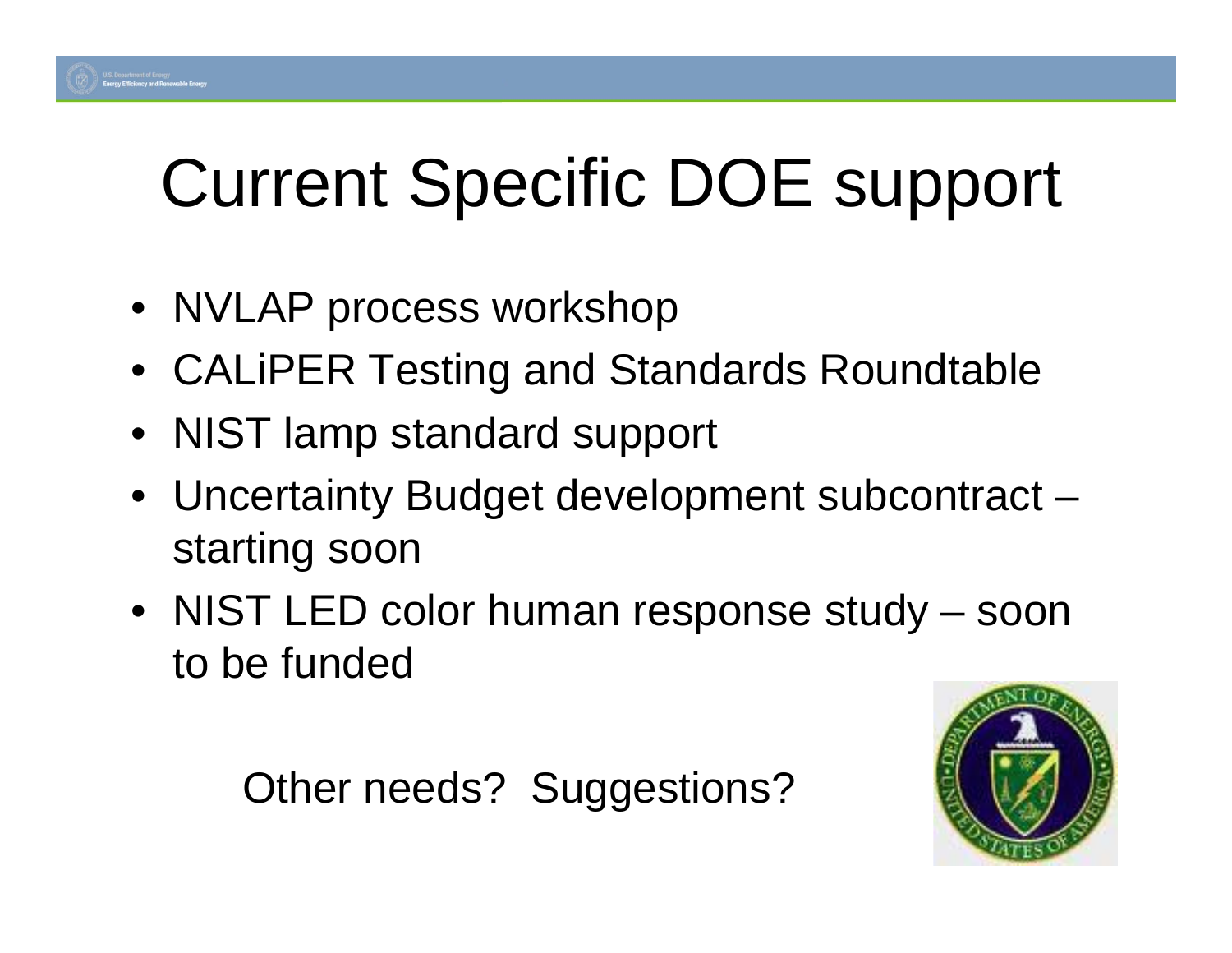# Current Specific DOE support

- NVLAP process workshop
- CALiPER Testing and Standards Roundtable
- NIST lamp standard support
- Uncertainty Budget development subcontract – starting soon
- NIST LED color human response study – soon to be funded

Other needs? Suggestions?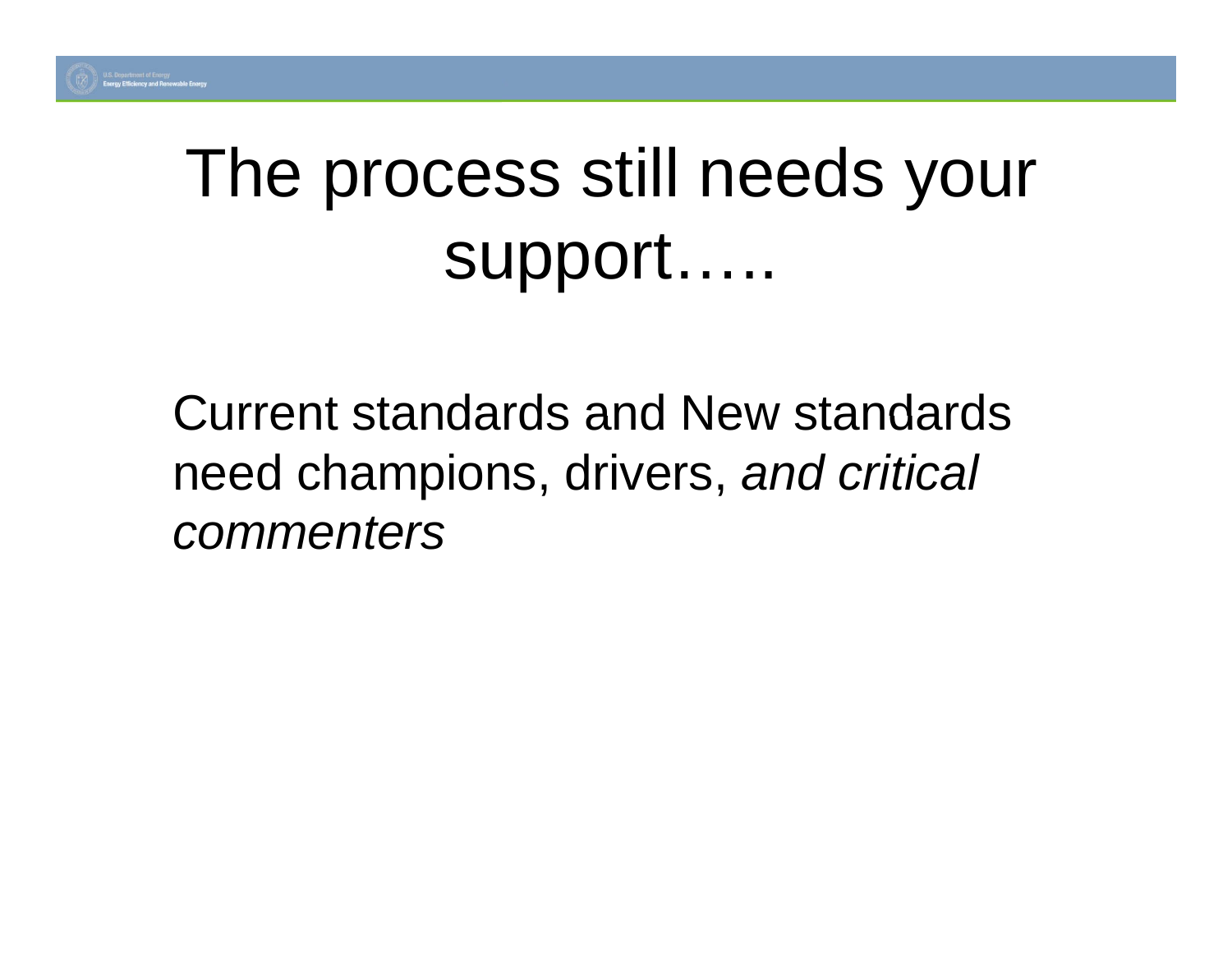# The process still needs your support…..

Current standards and New standards need champions, drivers, *and critical commenters*